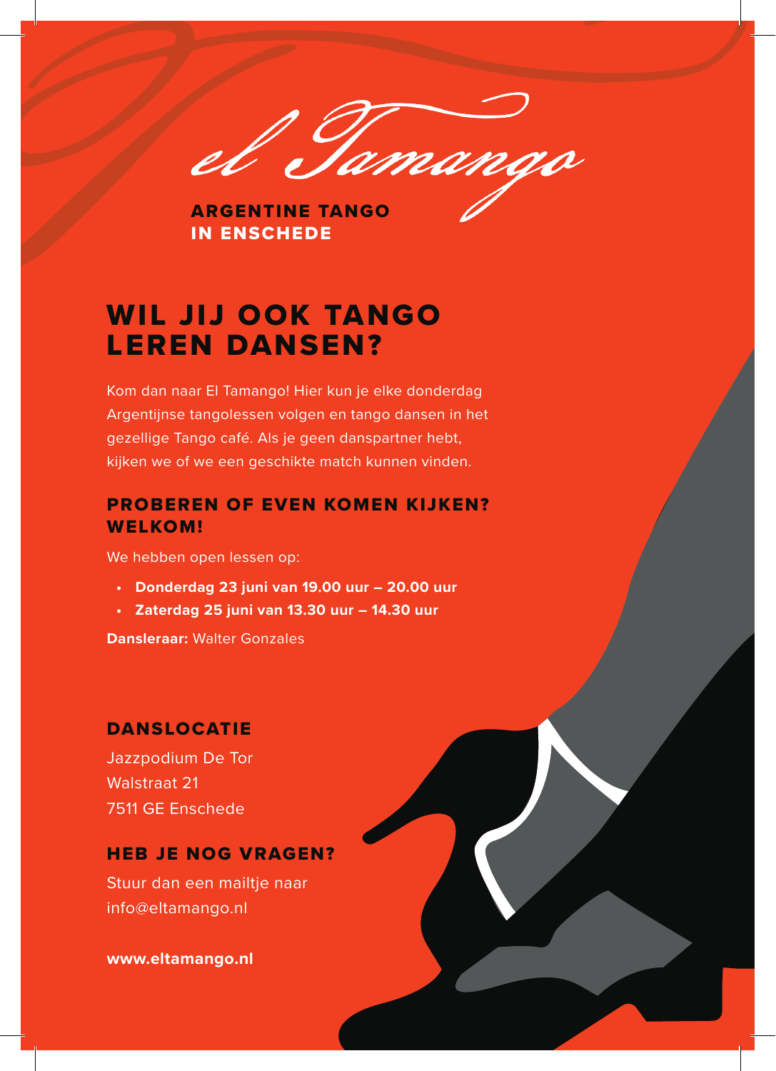*el Tamango*

**ARGENTINE TANGO IN ENSCHEDE**

# WIL JIJ OOK TANGO LEREN DANSEN?

Kom dan naar El Tamango! Hier kun je elke donderdag Argentijnse tangolessen volgen en tango dansen in het gezellige Tango café. Als je geen danspartner hebt, kijken we of we een geschikte match kunnen vinden.

## PROBEREN OF EVEN KOMEN KIJKEN? WELKOM!

We hebben open lessen op:

- **Donderdag 23 juni van 19.00 uur – 20.00 uur**
- **Zaterdag 25 juni van 13.30 uur – 14.30 uur**

**Dansleraar:** Walter Gonzales

## DANSLOCATIE

Jazzpodium De Tor
Walstraat 21
7511 GE Enschede

## HEB JE NOG VRAGEN?

Stuur dan een mailtje naar
info@eltamango.nl

**www.eltamango.nl**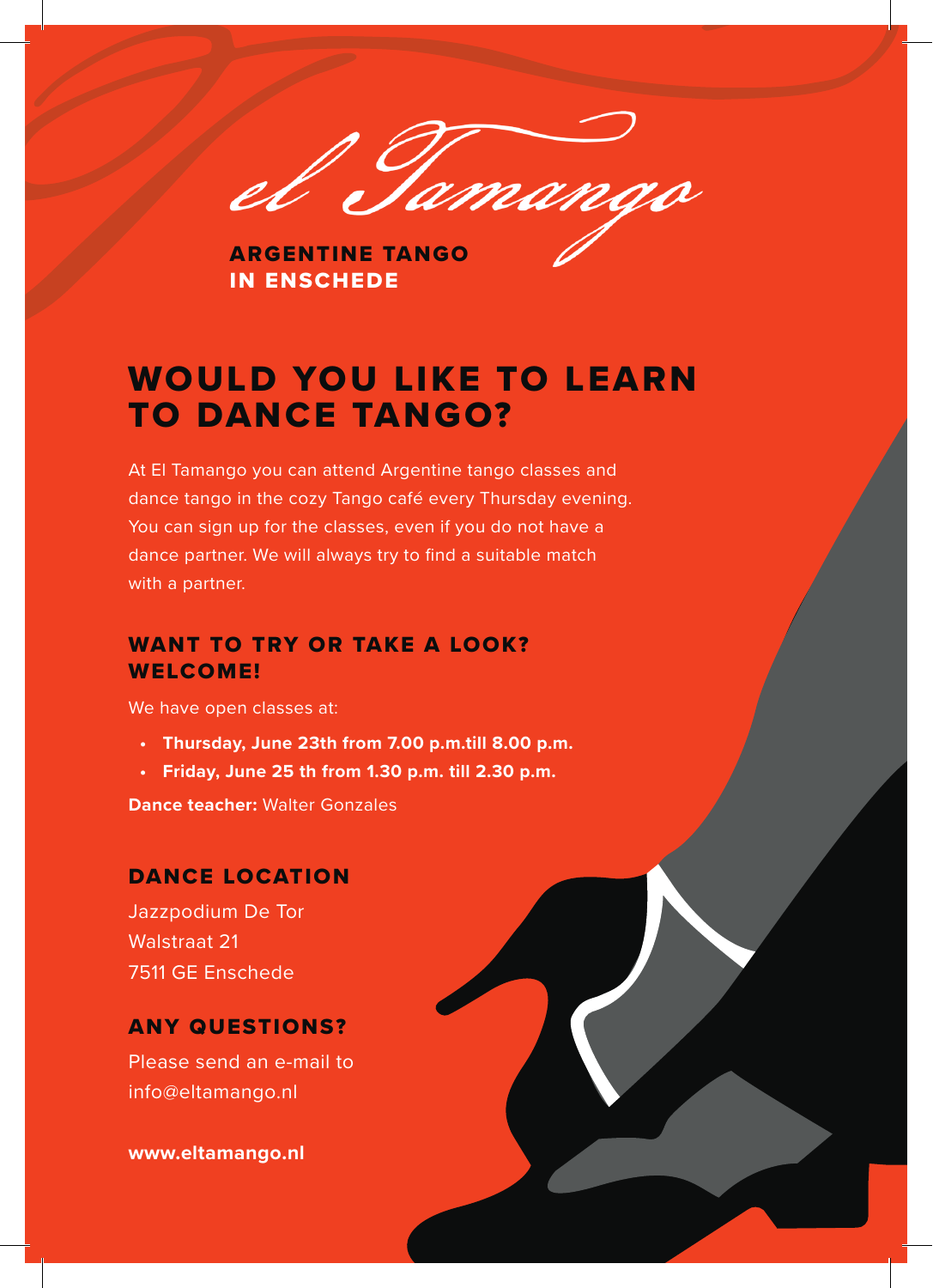*el Tamango*

**ARGENTINE TANGO IN ENSCHEDE**

# WOULD YOU LIKE TO LEARN TO DANCE TANGO?

At El Tamango you can attend Argentine tango classes and dance tango in the cozy Tango café every Thursday evening. You can sign up for the classes, even if you do not have a dance partner. We will always try to find a suitable match with a partner.

## WANT TO TRY OR TAKE A LOOK? WELCOME!

We have open classes at:

- **Thursday, June 23th from 7.00 p.m.till 8.00 p.m.**
- **Friday, June 25 th from 1.30 p.m. till 2.30 p.m.**

**Dance teacher:** Walter Gonzales

## DANCE LOCATION

Jazzpodium De Tor
Walstraat 21
7511 GE Enschede

## ANY QUESTIONS?

Please send an e-mail to
info@eltamango.nl

**www.eltamango.nl**